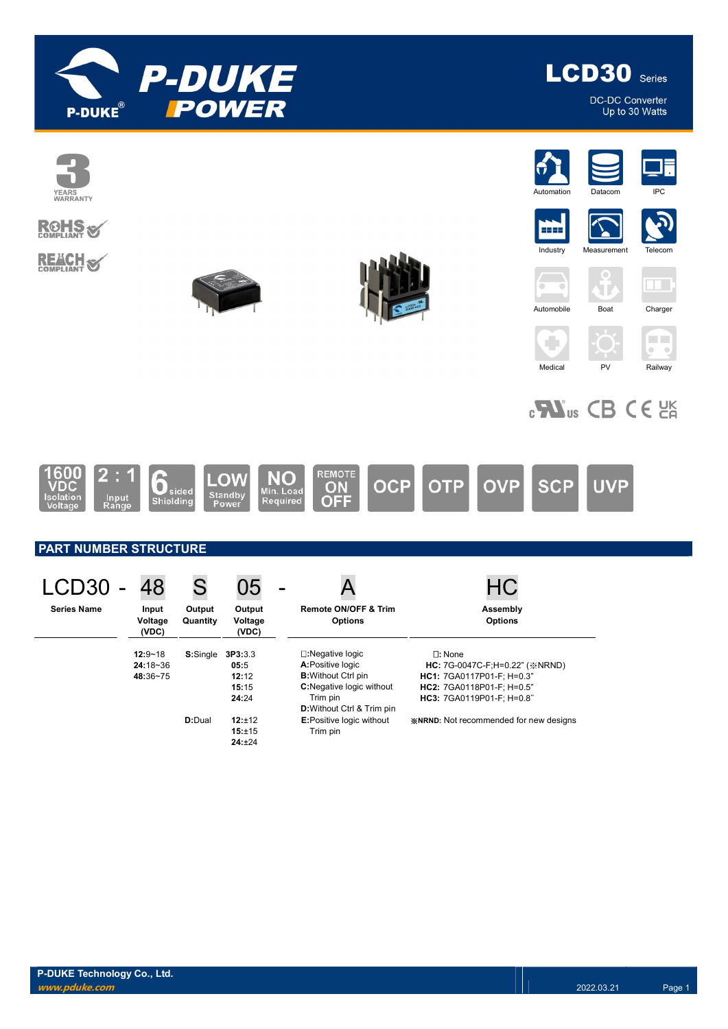# LCD30 Series

DC-DC Converter
Up to 30 Watts

3 YEARS WARRANTY

RoHS COMPLIANT

REACH COMPLIANT

Automation | Datacom | IPC | Industry | Measurement | Telecom | Automobile | Boat | Charger | Medical | PV | Railway

1600 VDC Isolation Voltage | 2 : 1 Input Range | 6 sided Shielding | LOW Standby Power | NO Min. Load Required | REMOTE ON OFF | OCP | OTP | OVP | SCP | UVP

## PART NUMBER STRUCTURE

| LCD30 - | 48 | S | 05 | - A | HC |
|---|---|---|---|---|---|
| Series Name | Input Voltage (VDC) | Output Quantity | Output Voltage (VDC) | Remote ON/OFF & Trim Options | Assembly Options |
| | **12**:9~18<br>**24**:18~36<br>**48**:36~75 | **S**:Single | **3P3**:3.3<br>**05**:5<br>**12**:12<br>**15**:15<br>**24**:24 | □:Negative logic<br>**A**:Positive logic<br>**B**:Without Ctrl pin<br>**C**:Negative logic without Trim pin<br>**D**:Without Ctrl & Trim pin | □: None<br>**HC**: 7G-0047C-F;H=0.22" (※NRND)<br>**HC1**: 7GA0117P01-F; H=0.3"<br>**HC2**: 7GA0118P01-F; H=0.5"<br>**HC3**: 7GA0119P01-F; H=0.8" |
| | | **D**:Dual | **12**:±12<br>**15**:±15<br>**24**:±24 | **E**:Positive logic without Trim pin | **※NRND**: Not recommended for new designs |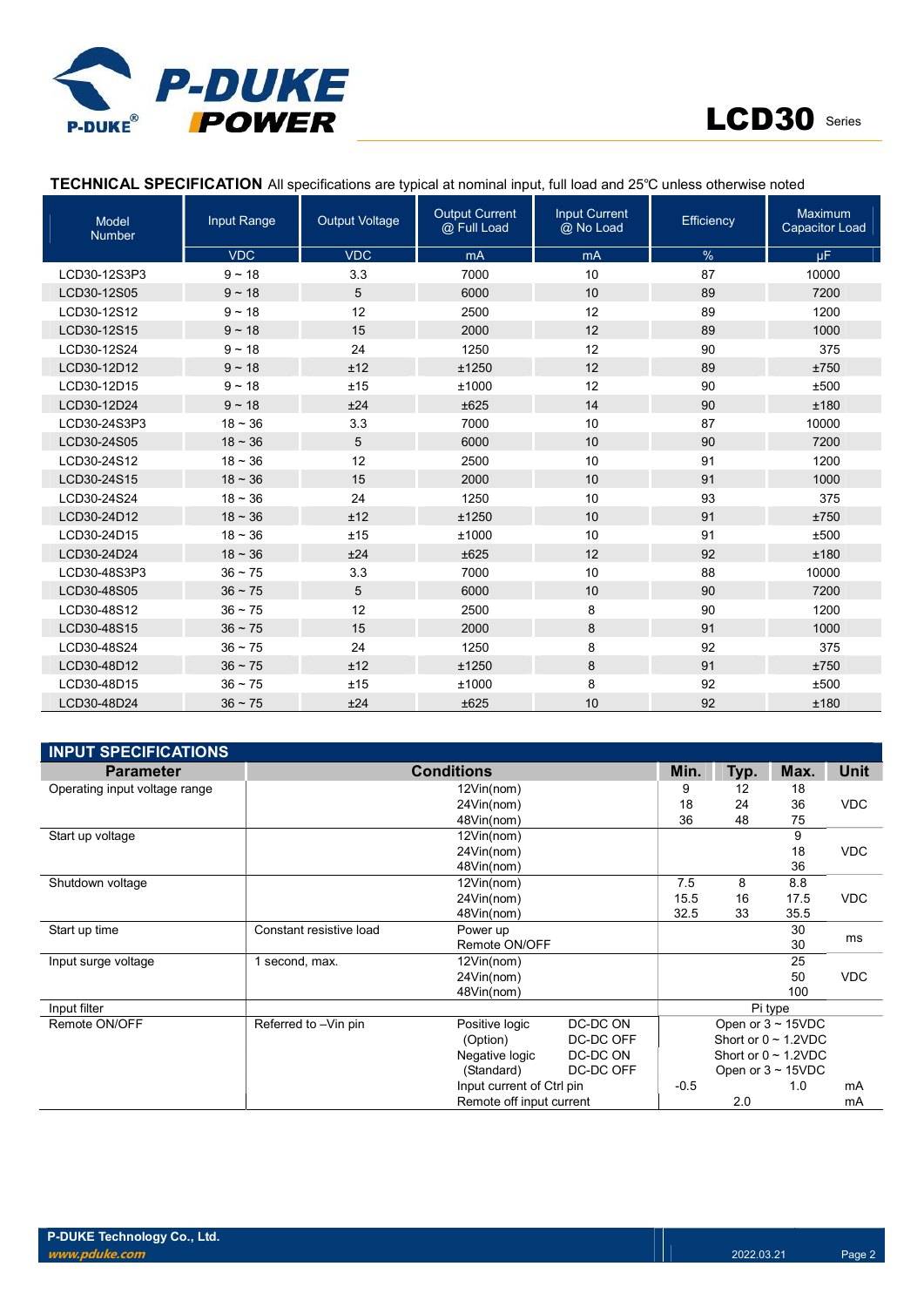## TECHNICAL SPECIFICATION

All specifications are typical at nominal input, full load and 25℃ unless otherwise noted

| Model Number | Input Range | Output Voltage | Output Current @ Full Load | Input Current @ No Load | Efficiency | Maximum Capacitor Load |
|---|---|---|---|---|---|---|
| | VDC | VDC | mA | mA | % | µF |
| LCD30-12S3P3 | 9 ~ 18 | 3.3 | 7000 | 10 | 87 | 10000 |
| LCD30-12S05 | 9 ~ 18 | 5 | 6000 | 10 | 89 | 7200 |
| LCD30-12S12 | 9 ~ 18 | 12 | 2500 | 12 | 89 | 1200 |
| LCD30-12S15 | 9 ~ 18 | 15 | 2000 | 12 | 89 | 1000 |
| LCD30-12S24 | 9 ~ 18 | 24 | 1250 | 12 | 90 | 375 |
| LCD30-12D12 | 9 ~ 18 | ±12 | ±1250 | 12 | 89 | ±750 |
| LCD30-12D15 | 9 ~ 18 | ±15 | ±1000 | 12 | 90 | ±500 |
| LCD30-12D24 | 9 ~ 18 | ±24 | ±625 | 14 | 90 | ±180 |
| LCD30-24S3P3 | 18 ~ 36 | 3.3 | 7000 | 10 | 87 | 10000 |
| LCD30-24S05 | 18 ~ 36 | 5 | 6000 | 10 | 90 | 7200 |
| LCD30-24S12 | 18 ~ 36 | 12 | 2500 | 10 | 91 | 1200 |
| LCD30-24S15 | 18 ~ 36 | 15 | 2000 | 10 | 91 | 1000 |
| LCD30-24S24 | 18 ~ 36 | 24 | 1250 | 10 | 93 | 375 |
| LCD30-24D12 | 18 ~ 36 | ±12 | ±1250 | 10 | 91 | ±750 |
| LCD30-24D15 | 18 ~ 36 | ±15 | ±1000 | 10 | 91 | ±500 |
| LCD30-24D24 | 18 ~ 36 | ±24 | ±625 | 12 | 92 | ±180 |
| LCD30-48S3P3 | 36 ~ 75 | 3.3 | 7000 | 10 | 88 | 10000 |
| LCD30-48S05 | 36 ~ 75 | 5 | 6000 | 10 | 90 | 7200 |
| LCD30-48S12 | 36 ~ 75 | 12 | 2500 | 8 | 90 | 1200 |
| LCD30-48S15 | 36 ~ 75 | 15 | 2000 | 8 | 91 | 1000 |
| LCD30-48S24 | 36 ~ 75 | 24 | 1250 | 8 | 92 | 375 |
| LCD30-48D12 | 36 ~ 75 | ±12 | ±1250 | 8 | 91 | ±750 |
| LCD30-48D15 | 36 ~ 75 | ±15 | ±1000 | 8 | 92 | ±500 |
| LCD30-48D24 | 36 ~ 75 | ±24 | ±625 | 10 | 92 | ±180 |

## INPUT SPECIFICATIONS

| Parameter | Conditions | | | Min. | Typ. | Max. | Unit |
|---|---|---|---|---|---|---|---|
| Operating input voltage range | | 12Vin(nom) | | 9 | 12 | 18 | VDC |
| | | 24Vin(nom) | | 18 | 24 | 36 | |
| | | 48Vin(nom) | | 36 | 48 | 75 | |
| Start up voltage | | 12Vin(nom) | | | | 9 | VDC |
| | | 24Vin(nom) | | | | 18 | |
| | | 48Vin(nom) | | | | 36 | |
| Shutdown voltage | | 12Vin(nom) | | 7.5 | 8 | 8.8 | VDC |
| | | 24Vin(nom) | | 15.5 | 16 | 17.5 | |
| | | 48Vin(nom) | | 32.5 | 33 | 35.5 | |
| Start up time | Constant resistive load | Power up | | | | 30 | ms |
| | | Remote ON/OFF | | | | 30 | |
| Input surge voltage | 1 second, max. | 12Vin(nom) | | | | 25 | VDC |
| | | 24Vin(nom) | | | | 50 | |
| | | 48Vin(nom) | | | | 100 | |
| Input filter | | | | Pi type | | | |
| Remote ON/OFF | Referred to –Vin pin | Positive logic | DC-DC ON | Open or 3 ~ 15VDC | | | |
| | | (Option) | DC-DC OFF | Short or 0 ~ 1.2VDC | | | |
| | | Negative logic | DC-DC ON | Short or 0 ~ 1.2VDC | | | |
| | | (Standard) | DC-DC OFF | Open or 3 ~ 15VDC | | | |
| | | Input current of Ctrl pin | | -0.5 | | 1.0 | mA |
| | | Remote off input current | | | 2.0 | | mA |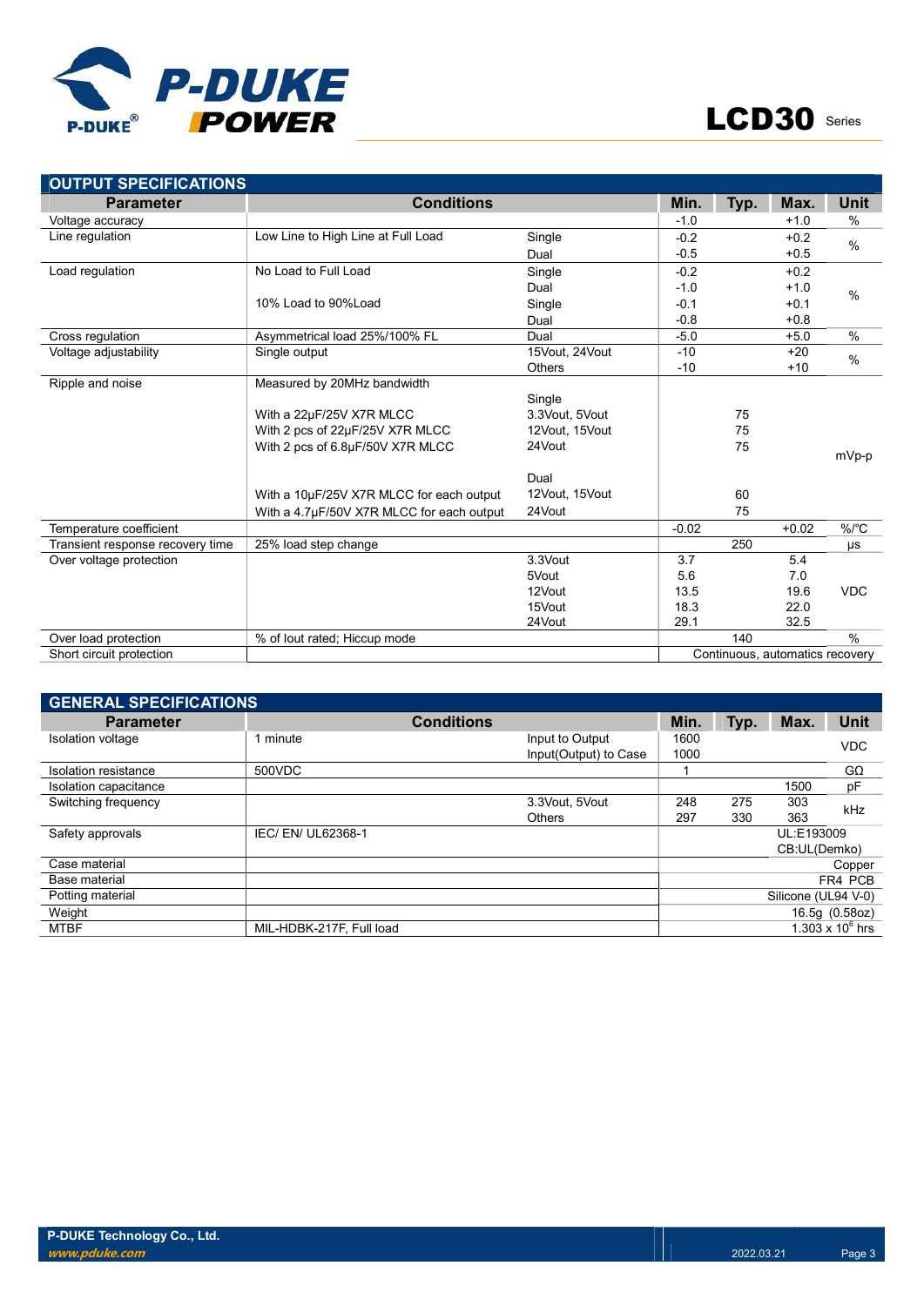## OUTPUT SPECIFICATIONS

| Parameter | Conditions | | Min. | Typ. | Max. | Unit |
|---|---|---|---|---|---|---|
| Voltage accuracy | | | -1.0 | | +1.0 | % |
| Line regulation | Low Line to High Line at Full Load | Single | -0.2 | | +0.2 | % |
| | | Dual | -0.5 | | +0.5 | |
| Load regulation | No Load to Full Load | Single | -0.2 | | +0.2 | % |
| | | Dual | -1.0 | | +1.0 | |
| | 10% Load to 90%Load | Single | -0.1 | | +0.1 | |
| | | Dual | -0.8 | | +0.8 | |
| Cross regulation | Asymmetrical load 25%/100% FL | Dual | -5.0 | | +5.0 | % |
| Voltage adjustability | Single output | 15Vout, 24Vout | -10 | | +20 | % |
| | | Others | -10 | | +10 | |
| Ripple and noise | Measured by 20MHz bandwidth | | | | | mVp-p |
| | | Single | | | | |
| | With a 22μF/25V X7R MLCC | 3.3Vout, 5Vout | | 75 | | |
| | With 2 pcs of 22μF/25V X7R MLCC | 12Vout, 15Vout | | 75 | | |
| | With 2 pcs of 6.8μF/50V X7R MLCC | 24Vout | | 75 | | |
| | | Dual | | | | |
| | With a 10μF/25V X7R MLCC for each output | 12Vout, 15Vout | | 60 | | |
| | With a 4.7μF/50V X7R MLCC for each output | 24Vout | | 75 | | |
| Temperature coefficient | | | -0.02 | | +0.02 | %/°C |
| Transient response recovery time | 25% load step change | | | 250 | | μs |
| Over voltage protection | | 3.3Vout | 3.7 | | 5.4 | VDC |
| | | 5Vout | 5.6 | | 7.0 | |
| | | 12Vout | 13.5 | | 19.6 | |
| | | 15Vout | 18.3 | | 22.0 | |
| | | 24Vout | 29.1 | | 32.5 | |
| Over load protection | % of Iout rated; Hiccup mode | | | 140 | | % |
| Short circuit protection | | | Continuous, automatics recovery | | | |

## GENERAL SPECIFICATIONS

| Parameter | Conditions | | Min. | Typ. | Max. | Unit |
|---|---|---|---|---|---|---|
| Isolation voltage | 1 minute | Input to Output | 1600 | | | VDC |
| | | Input(Output) to Case | 1000 | | | |
| Isolation resistance | 500VDC | | 1 | | | GΩ |
| Isolation capacitance | | | | | 1500 | pF |
| Switching frequency | | 3.3Vout, 5Vout | 248 | 275 | 303 | kHz |
| | | Others | 297 | 330 | 363 | |
| Safety approvals | IEC/ EN/ UL62368-1 | | UL:E193009<br>CB:UL(Demko) | | | |
| Case material | | | Copper | | | |
| Base material | | | FR4 PCB | | | |
| Potting material | | | Silicone (UL94 V-0) | | | |
| Weight | | | 16.5g (0.58oz) | | | |
| MTBF | MIL-HDBK-217F, Full load | | $1.303 \times 10^6$ hrs | | | |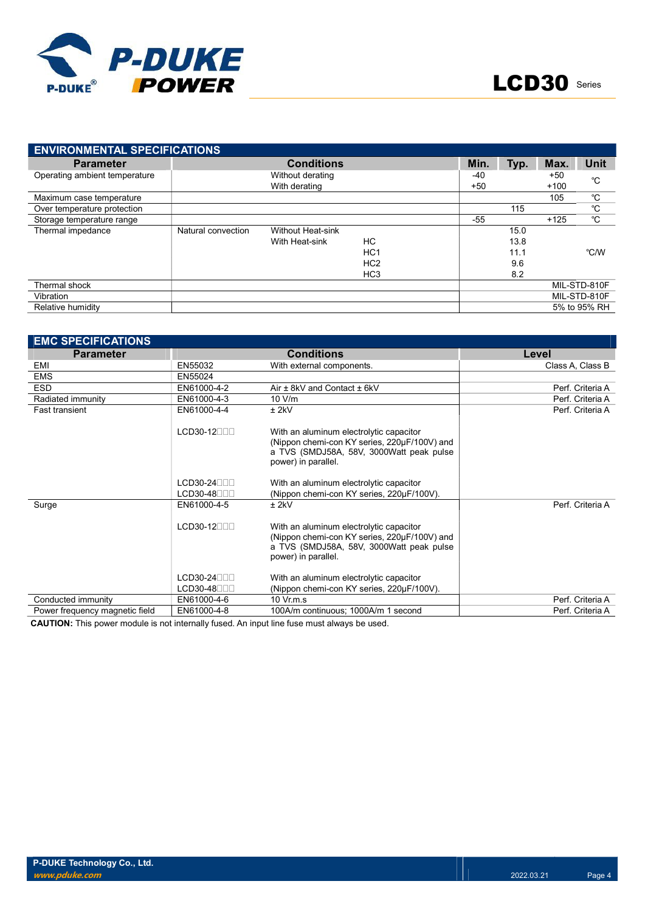## ENVIRONMENTAL SPECIFICATIONS

| Parameter | Conditions | | | Min. | Typ. | Max. | Unit |
|---|---|---|---|---|---|---|---|
| Operating ambient temperature | | Without derating | | -40 | | +50 | ℃ |
| | | With derating | | +50 | | +100 | ℃ |
| Maximum case temperature | | | | | | 105 | ℃ |
| Over temperature protection | | | | | 115 | | ℃ |
| Storage temperature range | | | | -55 | | +125 | ℃ |
| Thermal impedance | Natural convection | Without Heat-sink | | | 15.0 | | ℃/W |
| | | With Heat-sink | HC | | 13.8 | | ℃/W |
| | | | HC1 | | 11.1 | | ℃/W |
| | | | HC2 | | 9.6 | | ℃/W |
| | | | HC3 | | 8.2 | | ℃/W |
| Thermal shock | | | | MIL-STD-810F | | | |
| Vibration | | | | MIL-STD-810F | | | |
| Relative humidity | | | | 5% to 95% RH | | | |

## EMC SPECIFICATIONS

| Parameter | Conditions | | Level |
|---|---|---|---|
| EMI | EN55032 | With external components. | Class A, Class B |
| EMS | EN55024 | | |
| ESD | EN61000-4-2 | Air ± 8kV and Contact ± 6kV | Perf. Criteria A |
| Radiated immunity | EN61000-4-3 | 10 V/m | Perf. Criteria A |
| Fast transient | EN61000-4-4 | ± 2kV | Perf. Criteria A |
| | LCD30-12□□□ | With an aluminum electrolytic capacitor (Nippon chemi-con KY series, 220μF/100V) and a TVS (SMDJ58A, 58V, 3000Watt peak pulse power) in parallel. | |
| | LCD30-24□□□<br>LCD30-48□□□ | With an aluminum electrolytic capacitor (Nippon chemi-con KY series, 220μF/100V). | |
| Surge | EN61000-4-5 | ± 2kV | Perf. Criteria A |
| | LCD30-12□□□ | With an aluminum electrolytic capacitor (Nippon chemi-con KY series, 220μF/100V) and a TVS (SMDJ58A, 58V, 3000Watt peak pulse power) in parallel. | |
| | LCD30-24□□□<br>LCD30-48□□□ | With an aluminum electrolytic capacitor (Nippon chemi-con KY series, 220μF/100V). | |
| Conducted immunity | EN61000-4-6 | 10 Vr.m.s | Perf. Criteria A |
| Power frequency magnetic field | EN61000-4-8 | 100A/m continuous; 1000A/m 1 second | Perf. Criteria A |

**CAUTION:** This power module is not internally fused. An input line fuse must always be used.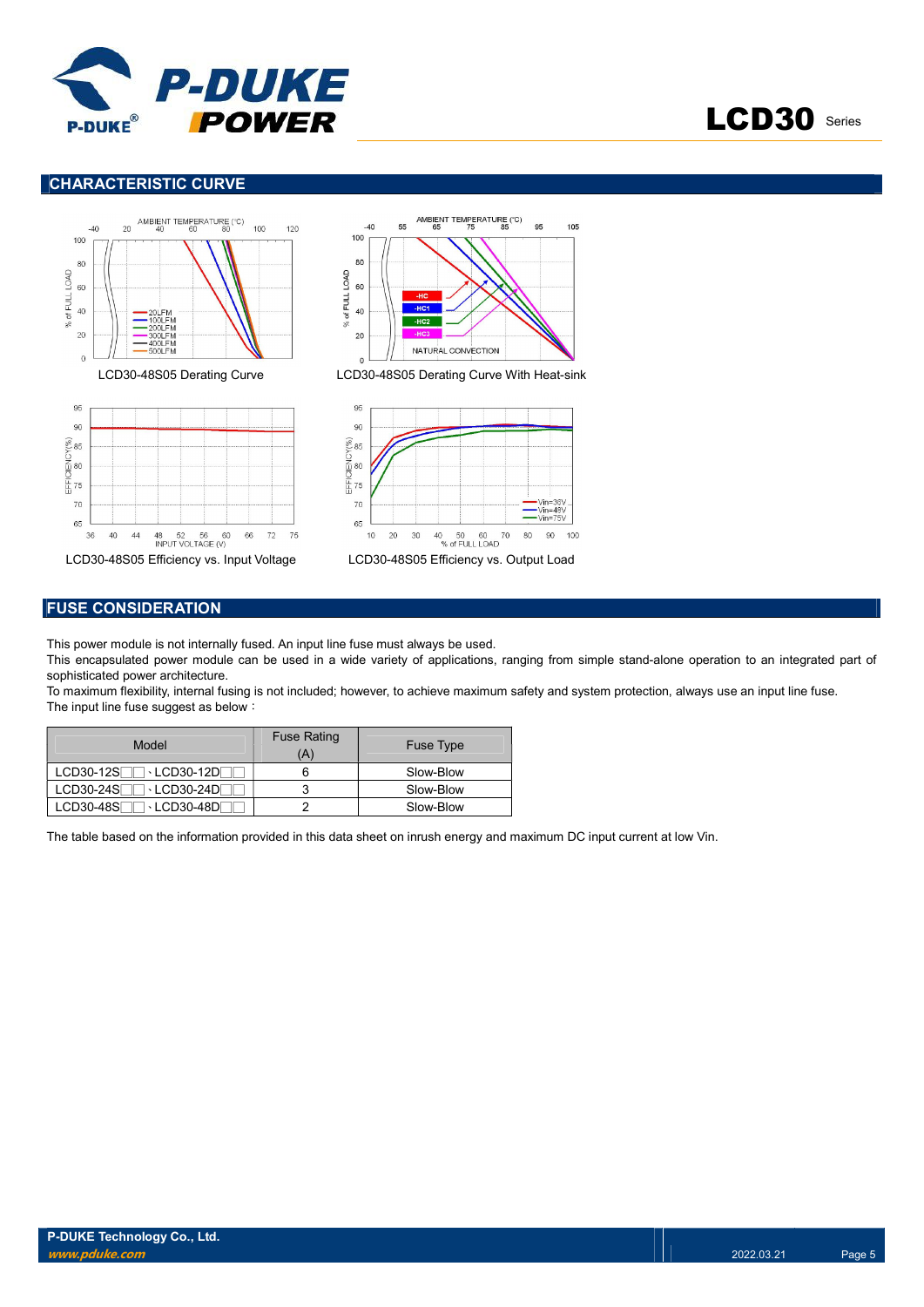## CHARACTERISTIC CURVE

LCD30-48S05 Derating Curve

LCD30-48S05 Derating Curve With Heat-sink

LCD30-48S05 Efficiency vs. Input Voltage

LCD30-48S05 Efficiency vs. Output Load

## FUSE CONSIDERATION

This power module is not internally fused. An input line fuse must always be used.

This encapsulated power module can be used in a wide variety of applications, ranging from simple stand-alone operation to an integrated part of sophisticated power architecture.

To maximum flexibility, internal fusing is not included; however, to achieve maximum safety and system protection, always use an input line fuse.

The input line fuse suggest as below：

| Model | Fuse Rating (A) | Fuse Type |
|---|---|---|
| LCD30-12S□□、LCD30-12D□□ | 6 | Slow-Blow |
| LCD30-24S□□、LCD30-24D□□ | 3 | Slow-Blow |
| LCD30-48S□□、LCD30-48D□□ | 2 | Slow-Blow |

The table based on the information provided in this data sheet on inrush energy and maximum DC input current at low Vin.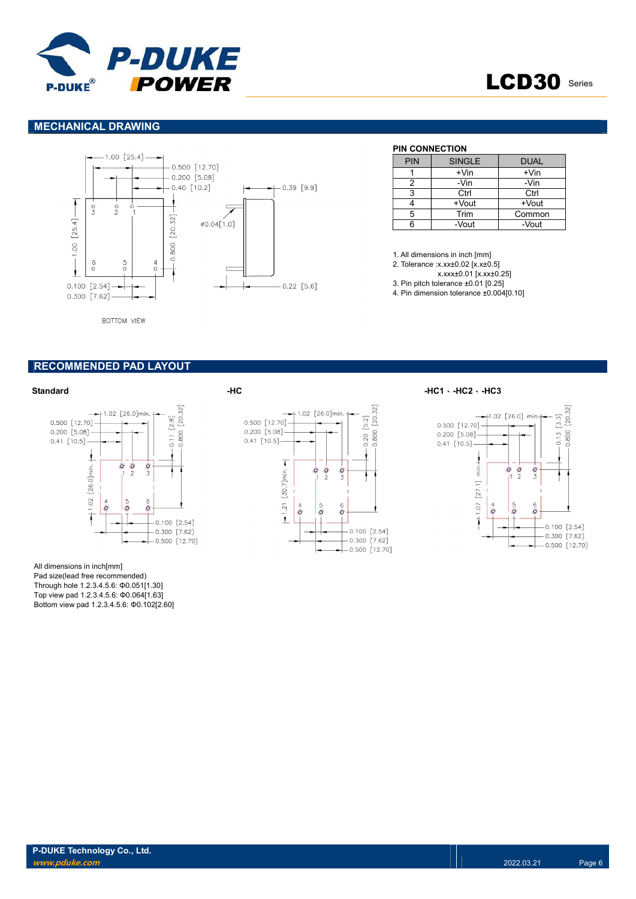## MECHANICAL DRAWING

BOTTOM VIEW

**PIN CONNECTION**

| PIN | SINGLE | DUAL |
|---|---|---|
| 1 | +Vin | +Vin |
| 2 | -Vin | -Vin |
| 3 | Ctrl | Ctrl |
| 4 | +Vout | +Vout |
| 5 | Trim | Common |
| 6 | -Vout | -Vout |

1. All dimensions in inch [mm]
2. Tolerance :x.xx±0.02 [x.x±0.5]
   x.xxx±0.01 [x.xx±0.25]
3. Pin pitch tolerance ±0.01 [0.25]
4. Pin dimension tolerance ±0.004[0.10]

## RECOMMENDED PAD LAYOUT

**Standard**

**-HC**

**-HC1、-HC2、-HC3**

All dimensions in inch[mm]
Pad size(lead free recommended)
Through hole 1.2.3.4.5.6: Φ0.051[1.30]
Top view pad 1.2.3.4.5.6: Φ0.064[1.63]
Bottom view pad 1.2.3.4.5.6: Φ0.102[2.60]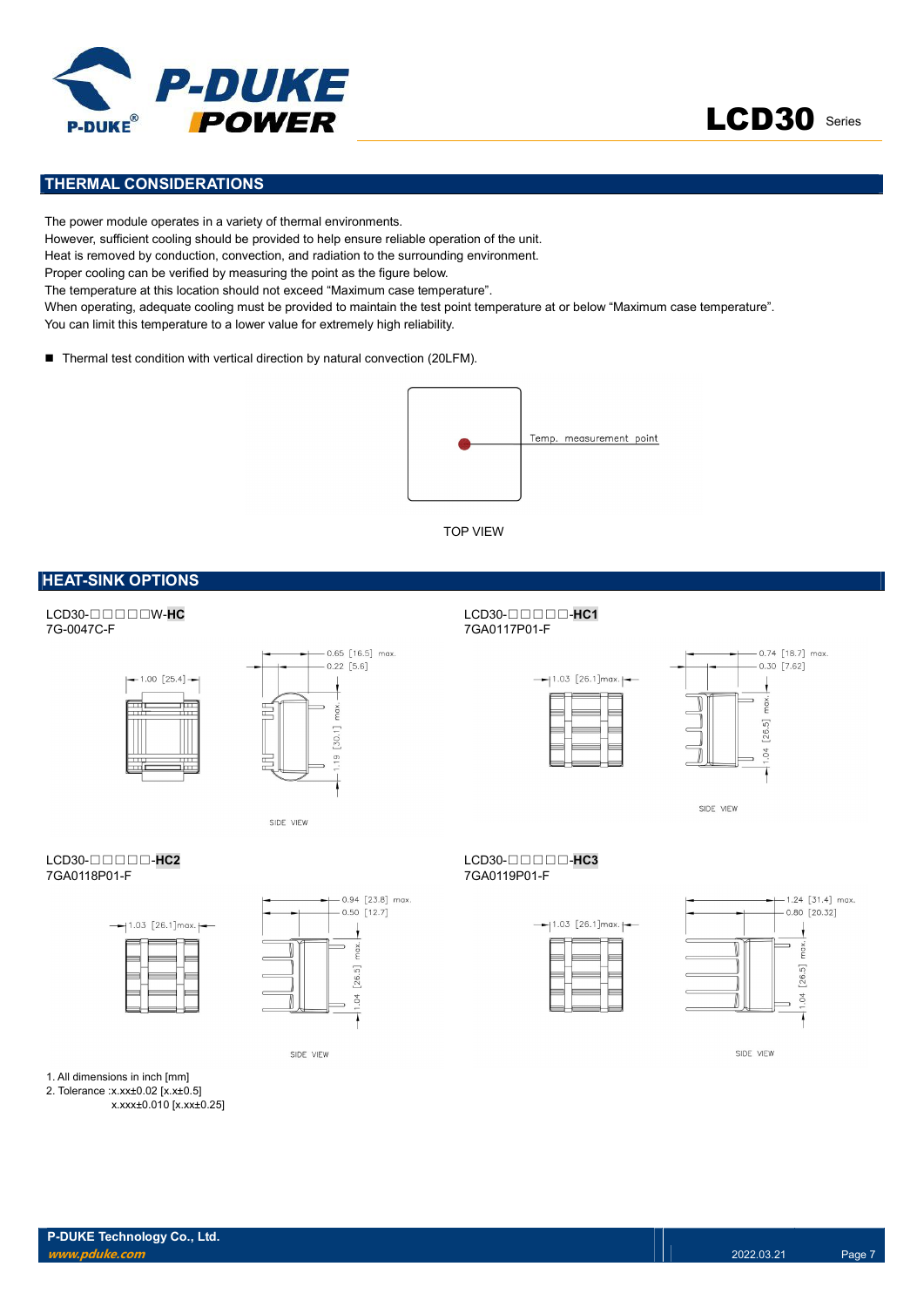## THERMAL CONSIDERATIONS

The power module operates in a variety of thermal environments.
However, sufficient cooling should be provided to help ensure reliable operation of the unit.
Heat is removed by conduction, convection, and radiation to the surrounding environment.
Proper cooling can be verified by measuring the point as the figure below.
The temperature at this location should not exceed “Maximum case temperature”.
When operating, adequate cooling must be provided to maintain the test point temperature at or below “Maximum case temperature”.
You can limit this temperature to a lower value for extremely high reliability.

- Thermal test condition with vertical direction by natural convection (20LFM).

Temp. measurement point

TOP VIEW

## HEAT-SINK OPTIONS

LCD30-□□□□□W-**HC**
7G-0047C-F

1.00 [25.4]
0.65 [16.5] max.
0.22 [5.6]
1.19 [30.1] max.
SIDE VIEW

LCD30-□□□□□-**HC1**
7GA0117P01-F

1.03 [26.1]max.
0.74 [18.7] max.
0.30 [7.62]
1.04 [26.5] max.
SIDE VIEW

LCD30-□□□□□-**HC2**
7GA0118P01-F

1.03 [26.1]max.
0.94 [23.8] max.
0.50 [12.7]
1.04 [26.5] max.
SIDE VIEW

LCD30-□□□□□-**HC3**
7GA0119P01-F

1.03 [26.1]max.
1.24 [31.4] max.
0.80 [20.32]
1.04 [26.5] max.
SIDE VIEW

1. All dimensions in inch [mm]
2. Tolerance :x.xx±0.02 [x.x±0.5]
   x.xxx±0.010 [x.xx±0.25]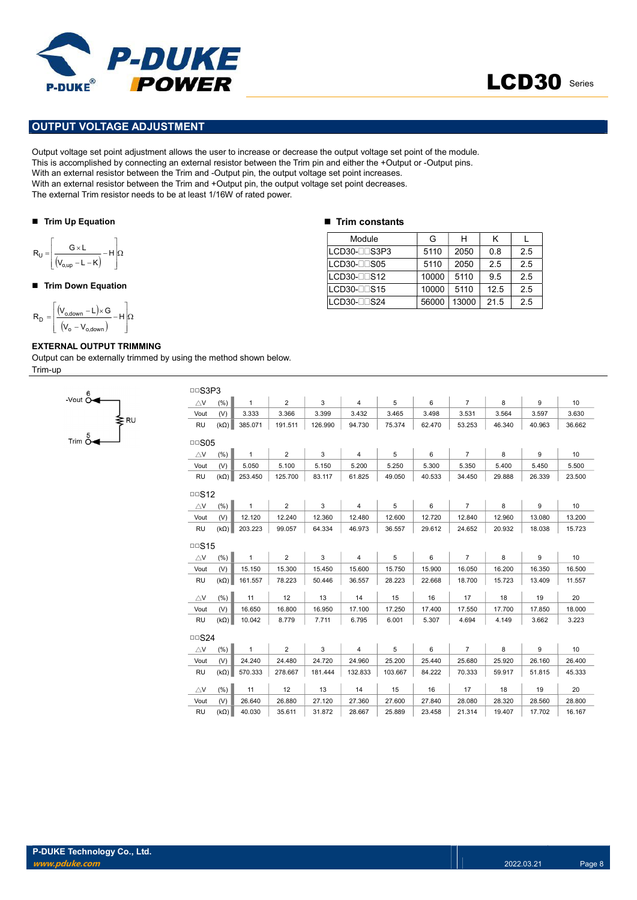## OUTPUT VOLTAGE ADJUSTMENT

Output voltage set point adjustment allows the user to increase or decrease the output voltage set point of the module.
This is accomplished by connecting an external resistor between the Trim pin and either the +Output or -Output pins.
With an external resistor between the Trim and -Output pin, the output voltage set point increases.
With an external resistor between the Trim and +Output pin, the output voltage set point decreases.
The external Trim resistor needs to be at least 1/16W of rated power.

### ■ Trim Up Equation

$$R_U = \left[\frac{G \times L}{(V_{o,up} - L - K)} - H\right]\Omega$$

### ■ Trim Down Equation

$$R_D = \left[\frac{(V_{o,down} - L) \times G}{(V_o - V_{o,down})} - H\right]\Omega$$

### ■ Trim constants

| Module | G | H | K | L |
|---|---|---|---|---|
| LCD30-□□S3P3 | 5110 | 2050 | 0.8 | 2.5 |
| LCD30-□□S05 | 5110 | 2050 | 2.5 | 2.5 |
| LCD30-□□S12 | 10000 | 5110 | 9.5 | 2.5 |
| LCD30-□□S15 | 10000 | 5110 | 12.5 | 2.5 |
| LCD30-□□S24 | 56000 | 13000 | 21.5 | 2.5 |

**EXTERNAL OUTPUT TRIMMING**

Output can be externally trimmed by using the method shown below.

Trim-up

-Vout 6, RU, Trim 5

□□S3P3

| △V | (%) | 1 | 2 | 3 | 4 | 5 | 6 | 7 | 8 | 9 | 10 |
|---|---|---|---|---|---|---|---|---|---|---|---|
| Vout | (V) | 3.333 | 3.366 | 3.399 | 3.432 | 3.465 | 3.498 | 3.531 | 3.564 | 3.597 | 3.630 |
| RU | (kΩ) | 385.071 | 191.511 | 126.990 | 94.730 | 75.374 | 62.470 | 53.253 | 46.340 | 40.963 | 36.662 |

□□S05

| △V | (%) | 1 | 2 | 3 | 4 | 5 | 6 | 7 | 8 | 9 | 10 |
|---|---|---|---|---|---|---|---|---|---|---|---|
| Vout | (V) | 5.050 | 5.100 | 5.150 | 5.200 | 5.250 | 5.300 | 5.350 | 5.400 | 5.450 | 5.500 |
| RU | (kΩ) | 253.450 | 125.700 | 83.117 | 61.825 | 49.050 | 40.533 | 34.450 | 29.888 | 26.339 | 23.500 |

□□S12

| △V | (%) | 1 | 2 | 3 | 4 | 5 | 6 | 7 | 8 | 9 | 10 |
|---|---|---|---|---|---|---|---|---|---|---|---|
| Vout | (V) | 12.120 | 12.240 | 12.360 | 12.480 | 12.600 | 12.720 | 12.840 | 12.960 | 13.080 | 13.200 |
| RU | (kΩ) | 203.223 | 99.057 | 64.334 | 46.973 | 36.557 | 29.612 | 24.652 | 20.932 | 18.038 | 15.723 |

□□S15

| △V | (%) | 1 | 2 | 3 | 4 | 5 | 6 | 7 | 8 | 9 | 10 |
|---|---|---|---|---|---|---|---|---|---|---|---|
| Vout | (V) | 15.150 | 15.300 | 15.450 | 15.600 | 15.750 | 15.900 | 16.050 | 16.200 | 16.350 | 16.500 |
| RU | (kΩ) | 161.557 | 78.223 | 50.446 | 36.557 | 28.223 | 22.668 | 18.700 | 15.723 | 13.409 | 11.557 |
| △V | (%) | 11 | 12 | 13 | 14 | 15 | 16 | 17 | 18 | 19 | 20 |
| Vout | (V) | 16.650 | 16.800 | 16.950 | 17.100 | 17.250 | 17.400 | 17.550 | 17.700 | 17.850 | 18.000 |
| RU | (kΩ) | 10.042 | 8.779 | 7.711 | 6.795 | 6.001 | 5.307 | 4.694 | 4.149 | 3.662 | 3.223 |

□□S24

| △V | (%) | 1 | 2 | 3 | 4 | 5 | 6 | 7 | 8 | 9 | 10 |
|---|---|---|---|---|---|---|---|---|---|---|---|
| Vout | (V) | 24.240 | 24.480 | 24.720 | 24.960 | 25.200 | 25.440 | 25.680 | 25.920 | 26.160 | 26.400 |
| RU | (kΩ) | 570.333 | 278.667 | 181.444 | 132.833 | 103.667 | 84.222 | 70.333 | 59.917 | 51.815 | 45.333 |
| △V | (%) | 11 | 12 | 13 | 14 | 15 | 16 | 17 | 18 | 19 | 20 |
| Vout | (V) | 26.640 | 26.880 | 27.120 | 27.360 | 27.600 | 27.840 | 28.080 | 28.320 | 28.560 | 28.800 |
| RU | (kΩ) | 40.030 | 35.611 | 31.872 | 28.667 | 25.889 | 23.458 | 21.314 | 19.407 | 17.702 | 16.167 |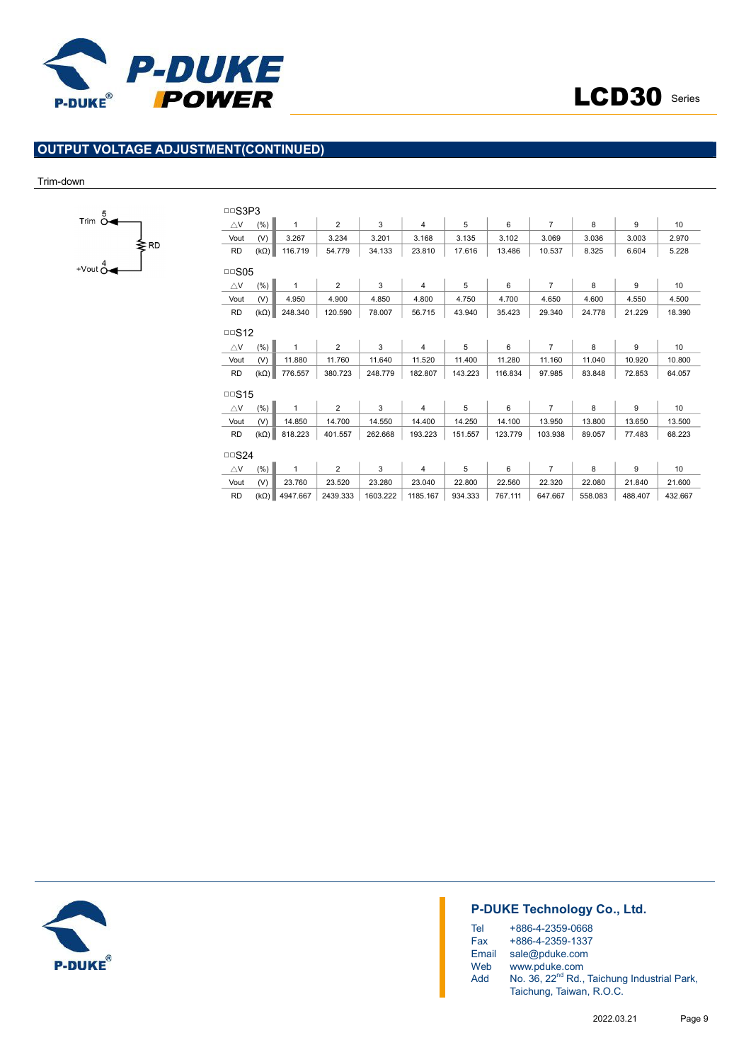## OUTPUT VOLTAGE ADJUSTMENT(CONTINUED)

Trim-down

Trim 5
RD
+Vout 4

□□S3P3

| △V | (%) | 1 | 2 | 3 | 4 | 5 | 6 | 7 | 8 | 9 | 10 |
|---|---|---|---|---|---|---|---|---|---|---|---|
| Vout | (V) | 3.267 | 3.234 | 3.201 | 3.168 | 3.135 | 3.102 | 3.069 | 3.036 | 3.003 | 2.970 |
| RD | (kΩ) | 116.719 | 54.779 | 34.133 | 23.810 | 17.616 | 13.486 | 10.537 | 8.325 | 6.604 | 5.228 |

□□S05

| △V | (%) | 1 | 2 | 3 | 4 | 5 | 6 | 7 | 8 | 9 | 10 |
|---|---|---|---|---|---|---|---|---|---|---|---|
| Vout | (V) | 4.950 | 4.900 | 4.850 | 4.800 | 4.750 | 4.700 | 4.650 | 4.600 | 4.550 | 4.500 |
| RD | (kΩ) | 248.340 | 120.590 | 78.007 | 56.715 | 43.940 | 35.423 | 29.340 | 24.778 | 21.229 | 18.390 |

□□S12

| △V | (%) | 1 | 2 | 3 | 4 | 5 | 6 | 7 | 8 | 9 | 10 |
|---|---|---|---|---|---|---|---|---|---|---|---|
| Vout | (V) | 11.880 | 11.760 | 11.640 | 11.520 | 11.400 | 11.280 | 11.160 | 11.040 | 10.920 | 10.800 |
| RD | (kΩ) | 776.557 | 380.723 | 248.779 | 182.807 | 143.223 | 116.834 | 97.985 | 83.848 | 72.853 | 64.057 |

□□S15

| △V | (%) | 1 | 2 | 3 | 4 | 5 | 6 | 7 | 8 | 9 | 10 |
|---|---|---|---|---|---|---|---|---|---|---|---|
| Vout | (V) | 14.850 | 14.700 | 14.550 | 14.400 | 14.250 | 14.100 | 13.950 | 13.800 | 13.650 | 13.500 |
| RD | (kΩ) | 818.223 | 401.557 | 262.668 | 193.223 | 151.557 | 123.779 | 103.938 | 89.057 | 77.483 | 68.223 |

□□S24

| △V | (%) | 1 | 2 | 3 | 4 | 5 | 6 | 7 | 8 | 9 | 10 |
|---|---|---|---|---|---|---|---|---|---|---|---|
| Vout | (V) | 23.760 | 23.520 | 23.280 | 23.040 | 22.800 | 22.560 | 22.320 | 22.080 | 21.840 | 21.600 |
| RD | (kΩ) | 4947.667 | 2439.333 | 1603.222 | 1185.167 | 934.333 | 767.111 | 647.667 | 558.083 | 488.407 | 432.667 |

**P-DUKE Technology Co., Ltd.**

Tel +886-4-2359-0668
Fax +886-4-2359-1337
Email sale@pduke.com
Web www.pduke.com
Add No. 36, 22nd Rd., Taichung Industrial Park, Taichung, Taiwan, R.O.C.

2022.03.21